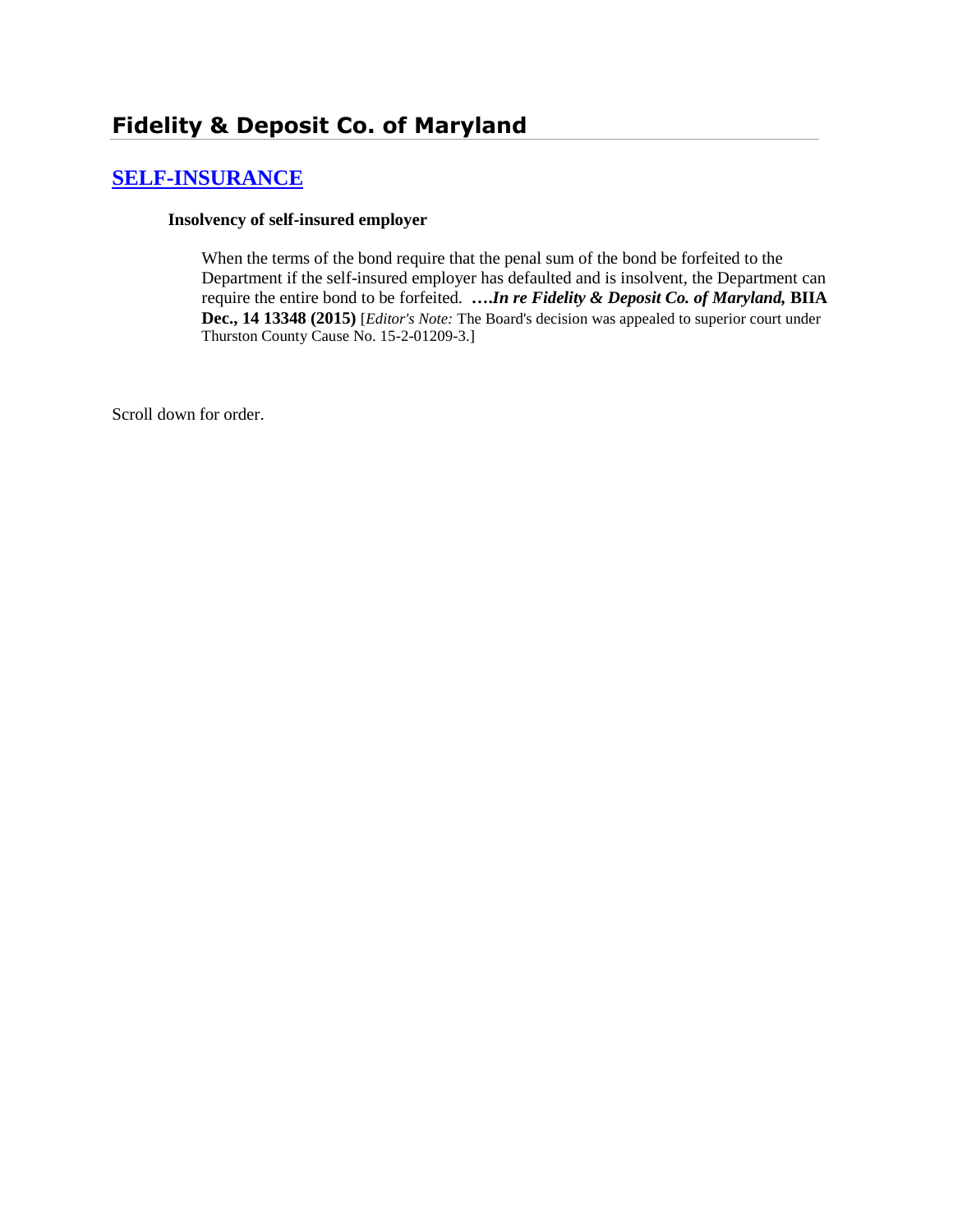# Fidelity & Deposit Co. of Maryland

## [SELF-INSURANCE]

### Insolvency of self-insured employer

When the terms of the bond require that the penal sum of the bond be forfeited to the Department if the self-insured employer has defaulted and is insolvent, the Department can require the entire bond to be forfeited. ****….In re Fidelity & Deposit Co. of Maryland,* BIIA Dec., 14 13348 (2015)** [*Editor's Note:* The Board's decision was appealed to superior court under Thurston County Cause No. 15-2-01209-3.]

Scroll down for order.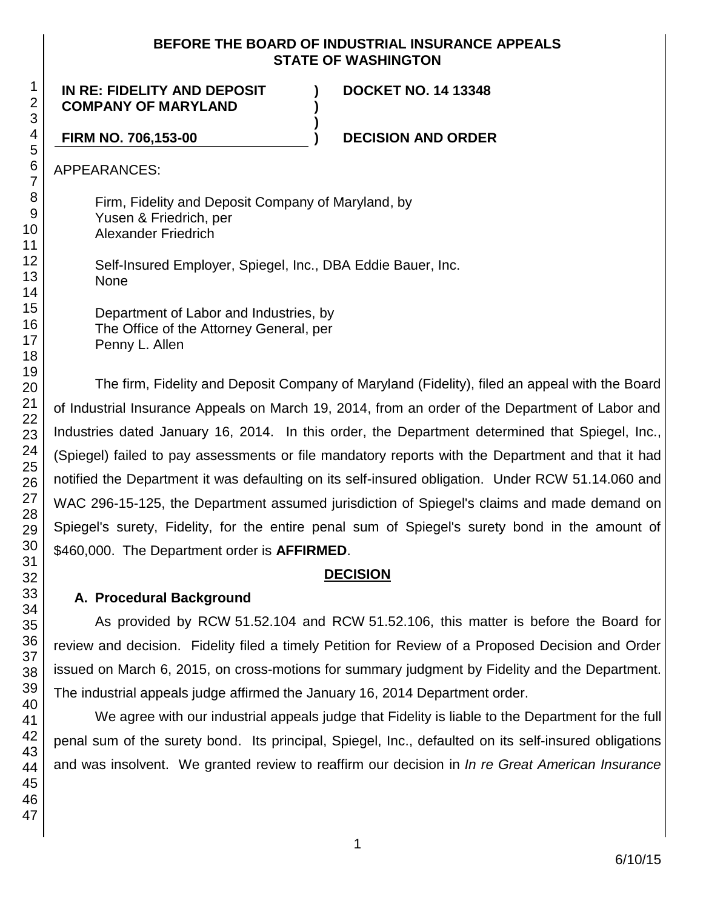**BEFORE THE BOARD OF INDUSTRIAL INSURANCE APPEALS**
**STATE OF WASHINGTON**

| | | |
|---|---|---|
| **IN RE: FIDELITY AND DEPOSIT COMPANY OF MARYLAND** | **)** | **DOCKET NO. 14 13348** |
| | **)** | |
| **FIRM NO. 706,153-00** | **)** | **DECISION AND ORDER** |

APPEARANCES:

Firm, Fidelity and Deposit Company of Maryland, by
Yusen & Friedrich, per
Alexander Friedrich

Self-Insured Employer, Spiegel, Inc., DBA Eddie Bauer, Inc.
None

Department of Labor and Industries, by
The Office of the Attorney General, per
Penny L. Allen

The firm, Fidelity and Deposit Company of Maryland (Fidelity), filed an appeal with the Board of Industrial Insurance Appeals on March 19, 2014, from an order of the Department of Labor and Industries dated January 16, 2014. In this order, the Department determined that Spiegel, Inc., (Spiegel) failed to pay assessments or file mandatory reports with the Department and that it had notified the Department it was defaulting on its self-insured obligation. Under RCW 51.14.060 and WAC 296-15-125, the Department assumed jurisdiction of Spiegel's claims and made demand on Spiegel's surety, Fidelity, for the entire penal sum of Spiegel's surety bond in the amount of $460,000. The Department order is **AFFIRMED**.

## DECISION

### A. Procedural Background

As provided by RCW 51.52.104 and RCW 51.52.106, this matter is before the Board for review and decision. Fidelity filed a timely Petition for Review of a Proposed Decision and Order issued on March 6, 2015, on cross-motions for summary judgment by Fidelity and the Department. The industrial appeals judge affirmed the January 16, 2014 Department order.

We agree with our industrial appeals judge that Fidelity is liable to the Department for the full penal sum of the surety bond. Its principal, Spiegel, Inc., defaulted on its self-insured obligations and was insolvent. We granted review to reaffirm our decision in *In re Great American Insurance*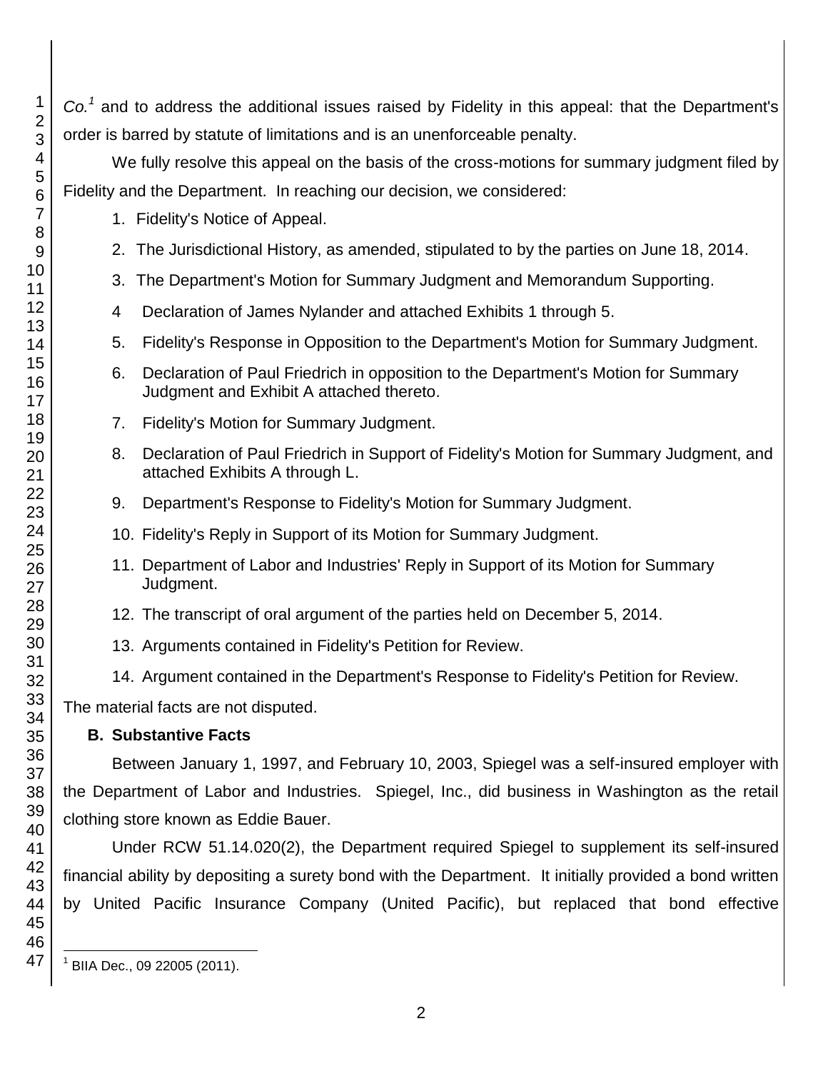*Co.*[1] and to address the additional issues raised by Fidelity in this appeal: that the Department's order is barred by statute of limitations and is an unenforceable penalty.

We fully resolve this appeal on the basis of the cross-motions for summary judgment filed by Fidelity and the Department. In reaching our decision, we considered:

1. Fidelity's Notice of Appeal.
2. The Jurisdictional History, as amended, stipulated to by the parties on June 18, 2014.
3. The Department's Motion for Summary Judgment and Memorandum Supporting.
4. Declaration of James Nylander and attached Exhibits 1 through 5.
5. Fidelity's Response in Opposition to the Department's Motion for Summary Judgment.
6. Declaration of Paul Friedrich in opposition to the Department's Motion for Summary Judgment and Exhibit A attached thereto.
7. Fidelity's Motion for Summary Judgment.
8. Declaration of Paul Friedrich in Support of Fidelity's Motion for Summary Judgment, and attached Exhibits A through L.
9. Department's Response to Fidelity's Motion for Summary Judgment.
10. Fidelity's Reply in Support of its Motion for Summary Judgment.
11. Department of Labor and Industries' Reply in Support of its Motion for Summary Judgment.
12. The transcript of oral argument of the parties held on December 5, 2014.
13. Arguments contained in Fidelity's Petition for Review.
14. Argument contained in the Department's Response to Fidelity's Petition for Review.

The material facts are not disputed.

### B. Substantive Facts

Between January 1, 1997, and February 10, 2003, Spiegel was a self-insured employer with the Department of Labor and Industries. Spiegel, Inc., did business in Washington as the retail clothing store known as Eddie Bauer.

Under RCW 51.14.020(2), the Department required Spiegel to supplement its self-insured financial ability by depositing a surety bond with the Department. It initially provided a bond written by United Pacific Insurance Company (United Pacific), but replaced that bond effective

[1] BIIA Dec., 09 22005 (2011).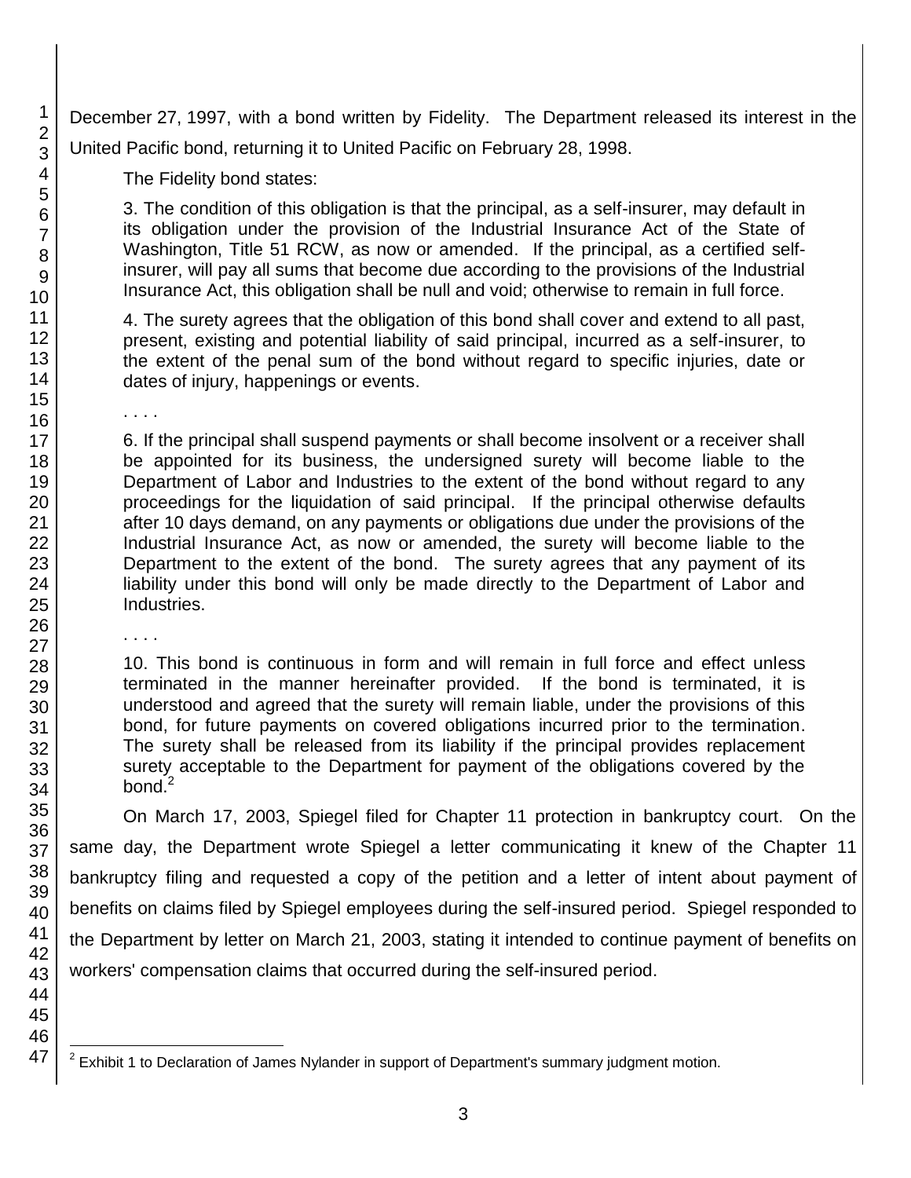December 27, 1997, with a bond written by Fidelity. The Department released its interest in the United Pacific bond, returning it to United Pacific on February 28, 1998.

The Fidelity bond states:

> 3. The condition of this obligation is that the principal, as a self-insurer, may default in its obligation under the provision of the Industrial Insurance Act of the State of Washington, Title 51 RCW, as now or amended. If the principal, as a certified self-insurer, will pay all sums that become due according to the provisions of the Industrial Insurance Act, this obligation shall be null and void; otherwise to remain in full force.
>
> 4. The surety agrees that the obligation of this bond shall cover and extend to all past, present, existing and potential liability of said principal, incurred as a self-insurer, to the extent of the penal sum of the bond without regard to specific injuries, date or dates of injury, happenings or events.
>
> . . . .
>
> 6. If the principal shall suspend payments or shall become insolvent or a receiver shall be appointed for its business, the undersigned surety will become liable to the Department of Labor and Industries to the extent of the bond without regard to any proceedings for the liquidation of said principal. If the principal otherwise defaults after 10 days demand, on any payments or obligations due under the provisions of the Industrial Insurance Act, as now or amended, the surety will become liable to the Department to the extent of the bond. The surety agrees that any payment of its liability under this bond will only be made directly to the Department of Labor and Industries.
>
> . . . .
>
> 10. This bond is continuous in form and will remain in full force and effect unless terminated in the manner hereinafter provided. If the bond is terminated, it is understood and agreed that the surety will remain liable, under the provisions of this bond, for future payments on covered obligations incurred prior to the termination. The surety shall be released from its liability if the principal provides replacement surety acceptable to the Department for payment of the obligations covered by the bond.[2]

On March 17, 2003, Spiegel filed for Chapter 11 protection in bankruptcy court. On the same day, the Department wrote Spiegel a letter communicating it knew of the Chapter 11 bankruptcy filing and requested a copy of the petition and a letter of intent about payment of benefits on claims filed by Spiegel employees during the self-insured period. Spiegel responded to the Department by letter on March 21, 2003, stating it intended to continue payment of benefits on workers' compensation claims that occurred during the self-insured period.

---

[2] Exhibit 1 to Declaration of James Nylander in support of Department's summary judgment motion.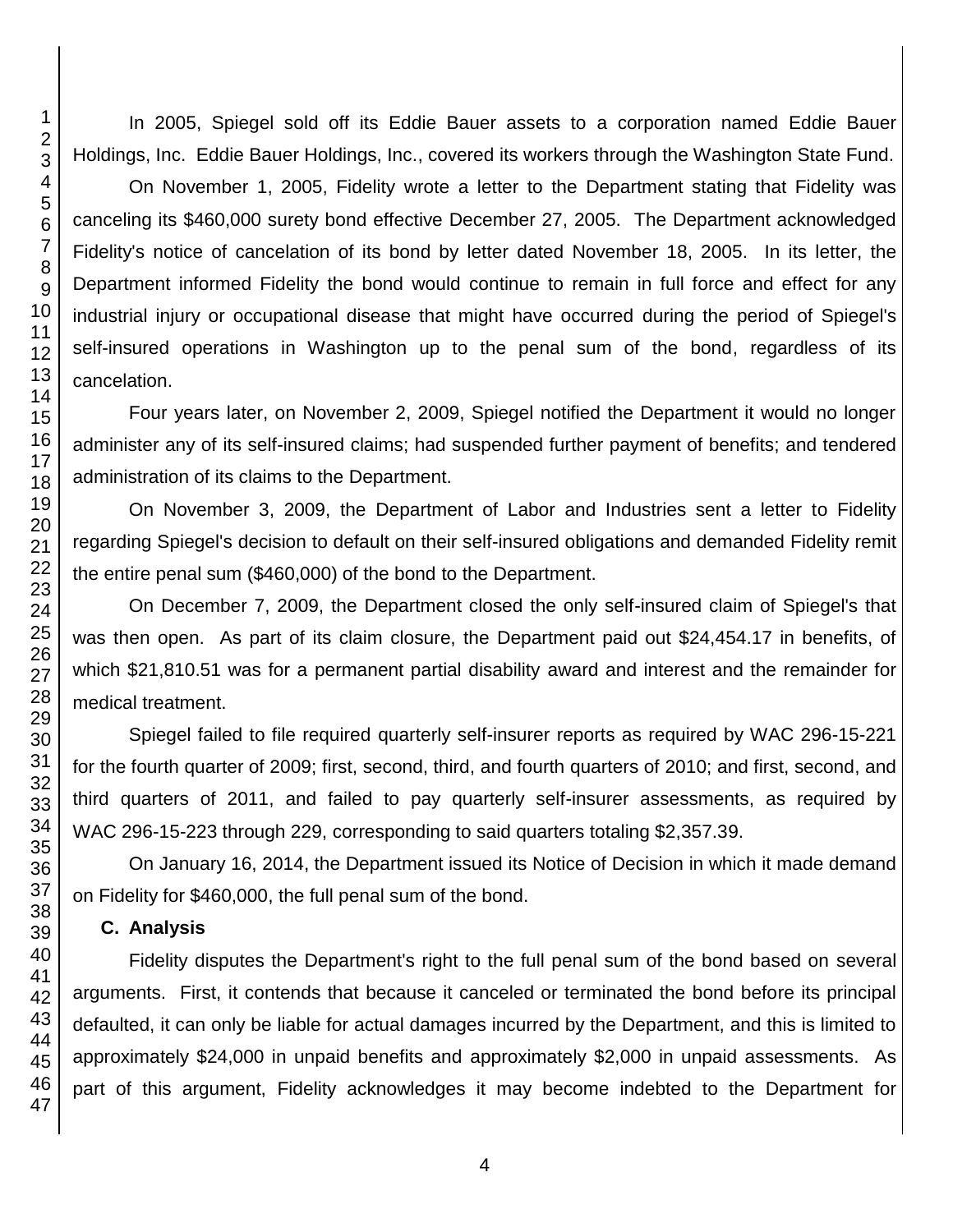In 2005, Spiegel sold off its Eddie Bauer assets to a corporation named Eddie Bauer Holdings, Inc. Eddie Bauer Holdings, Inc., covered its workers through the Washington State Fund.

On November 1, 2005, Fidelity wrote a letter to the Department stating that Fidelity was canceling its $460,000 surety bond effective December 27, 2005. The Department acknowledged Fidelity's notice of cancelation of its bond by letter dated November 18, 2005. In its letter, the Department informed Fidelity the bond would continue to remain in full force and effect for any industrial injury or occupational disease that might have occurred during the period of Spiegel's self-insured operations in Washington up to the penal sum of the bond, regardless of its cancelation.

Four years later, on November 2, 2009, Spiegel notified the Department it would no longer administer any of its self-insured claims; had suspended further payment of benefits; and tendered administration of its claims to the Department.

On November 3, 2009, the Department of Labor and Industries sent a letter to Fidelity regarding Spiegel's decision to default on their self-insured obligations and demanded Fidelity remit the entire penal sum ($460,000) of the bond to the Department.

On December 7, 2009, the Department closed the only self-insured claim of Spiegel's that was then open. As part of its claim closure, the Department paid out $24,454.17 in benefits, of which $21,810.51 was for a permanent partial disability award and interest and the remainder for medical treatment.

Spiegel failed to file required quarterly self-insurer reports as required by WAC 296-15-221 for the fourth quarter of 2009; first, second, third, and fourth quarters of 2010; and first, second, and third quarters of 2011, and failed to pay quarterly self-insurer assessments, as required by WAC 296-15-223 through 229, corresponding to said quarters totaling $2,357.39.

On January 16, 2014, the Department issued its Notice of Decision in which it made demand on Fidelity for $460,000, the full penal sum of the bond.

**C. Analysis**

Fidelity disputes the Department's right to the full penal sum of the bond based on several arguments. First, it contends that because it canceled or terminated the bond before its principal defaulted, it can only be liable for actual damages incurred by the Department, and this is limited to approximately $24,000 in unpaid benefits and approximately $2,000 in unpaid assessments. As part of this argument, Fidelity acknowledges it may become indebted to the Department for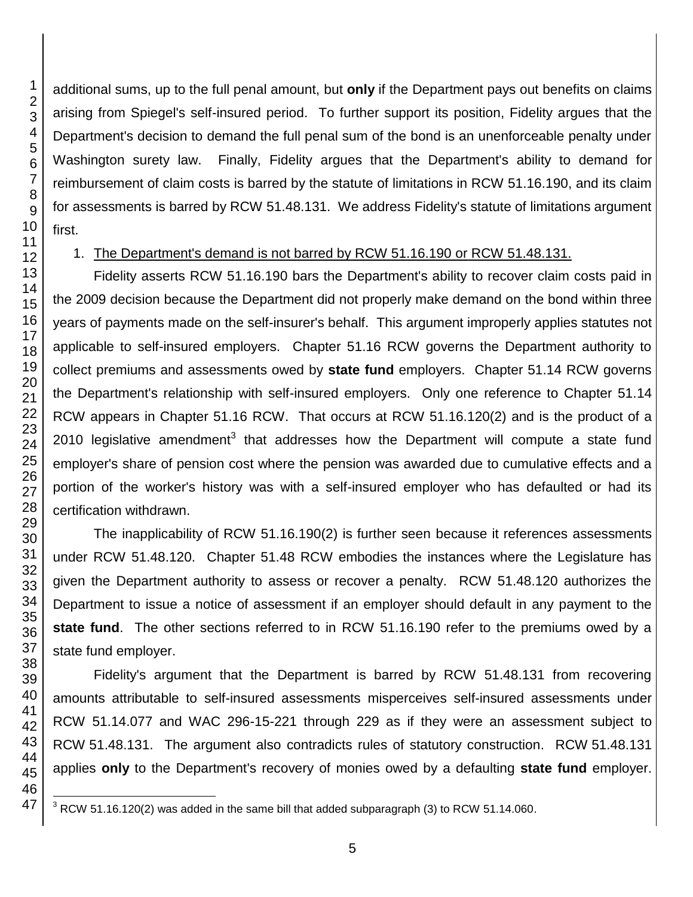additional sums, up to the full penal amount, but **only** if the Department pays out benefits on claims arising from Spiegel's self-insured period. To further support its position, Fidelity argues that the Department's decision to demand the full penal sum of the bond is an unenforceable penalty under Washington surety law. Finally, Fidelity argues that the Department's ability to demand for reimbursement of claim costs is barred by the statute of limitations in RCW 51.16.190, and its claim for assessments is barred by RCW 51.48.131. We address Fidelity's statute of limitations argument first.

1. The Department's demand is not barred by RCW 51.16.190 or RCW 51.48.131.

Fidelity asserts RCW 51.16.190 bars the Department's ability to recover claim costs paid in the 2009 decision because the Department did not properly make demand on the bond within three years of payments made on the self-insurer's behalf. This argument improperly applies statutes not applicable to self-insured employers. Chapter 51.16 RCW governs the Department authority to collect premiums and assessments owed by **state fund** employers. Chapter 51.14 RCW governs the Department's relationship with self-insured employers. Only one reference to Chapter 51.14 RCW appears in Chapter 51.16 RCW. That occurs at RCW 51.16.120(2) and is the product of a 2010 legislative amendment[3] that addresses how the Department will compute a state fund employer's share of pension cost where the pension was awarded due to cumulative effects and a portion of the worker's history was with a self-insured employer who has defaulted or had its certification withdrawn.

The inapplicability of RCW 51.16.190(2) is further seen because it references assessments under RCW 51.48.120. Chapter 51.48 RCW embodies the instances where the Legislature has given the Department authority to assess or recover a penalty. RCW 51.48.120 authorizes the Department to issue a notice of assessment if an employer should default in any payment to the **state fund**. The other sections referred to in RCW 51.16.190 refer to the premiums owed by a state fund employer.

Fidelity's argument that the Department is barred by RCW 51.48.131 from recovering amounts attributable to self-insured assessments misperceives self-insured assessments under RCW 51.14.077 and WAC 296-15-221 through 229 as if they were an assessment subject to RCW 51.48.131. The argument also contradicts rules of statutory construction. RCW 51.48.131 applies **only** to the Department's recovery of monies owed by a defaulting **state fund** employer.

[3] RCW 51.16.120(2) was added in the same bill that added subparagraph (3) to RCW 51.14.060.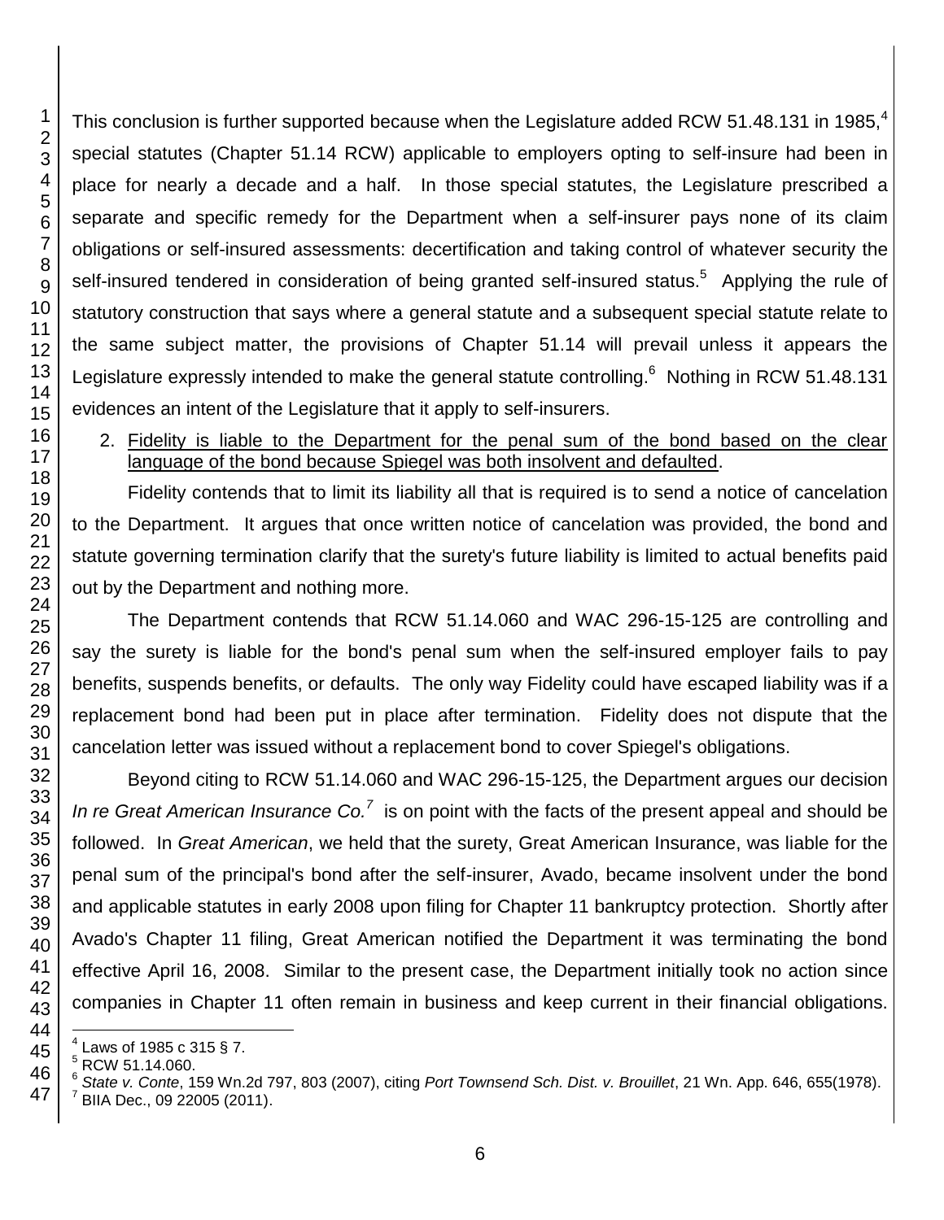This conclusion is further supported because when the Legislature added RCW 51.48.131 in 1985,[4] special statutes (Chapter 51.14 RCW) applicable to employers opting to self-insure had been in place for nearly a decade and a half. In those special statutes, the Legislature prescribed a separate and specific remedy for the Department when a self-insurer pays none of its claim obligations or self-insured assessments: decertification and taking control of whatever security the self-insured tendered in consideration of being granted self-insured status.[5] Applying the rule of statutory construction that says where a general statute and a subsequent special statute relate to the same subject matter, the provisions of Chapter 51.14 will prevail unless it appears the Legislature expressly intended to make the general statute controlling.[6] Nothing in RCW 51.48.131 evidences an intent of the Legislature that it apply to self-insurers.

2. <u>Fidelity is liable to the Department for the penal sum of the bond based on the clear language of the bond because Spiegel was both insolvent and defaulted</u>.

Fidelity contends that to limit its liability all that is required is to send a notice of cancelation to the Department. It argues that once written notice of cancelation was provided, the bond and statute governing termination clarify that the surety's future liability is limited to actual benefits paid out by the Department and nothing more.

The Department contends that RCW 51.14.060 and WAC 296-15-125 are controlling and say the surety is liable for the bond's penal sum when the self-insured employer fails to pay benefits, suspends benefits, or defaults. The only way Fidelity could have escaped liability was if a replacement bond had been put in place after termination. Fidelity does not dispute that the cancelation letter was issued without a replacement bond to cover Spiegel's obligations.

Beyond citing to RCW 51.14.060 and WAC 296-15-125, the Department argues our decision *In re Great American Insurance Co.*[7] is on point with the facts of the present appeal and should be followed. In *Great American*, we held that the surety, Great American Insurance, was liable for the penal sum of the principal's bond after the self-insurer, Avado, became insolvent under the bond and applicable statutes in early 2008 upon filing for Chapter 11 bankruptcy protection. Shortly after Avado's Chapter 11 filing, Great American notified the Department it was terminating the bond effective April 16, 2008. Similar to the present case, the Department initially took no action since companies in Chapter 11 often remain in business and keep current in their financial obligations.

---

[4] Laws of 1985 c 315 § 7.

[5] RCW 51.14.060.

[6] *State v. Conte*, 159 Wn.2d 797, 803 (2007), citing *Port Townsend Sch. Dist. v. Brouillet*, 21 Wn. App. 646, 655(1978).

[7] BIIA Dec., 09 22005 (2011).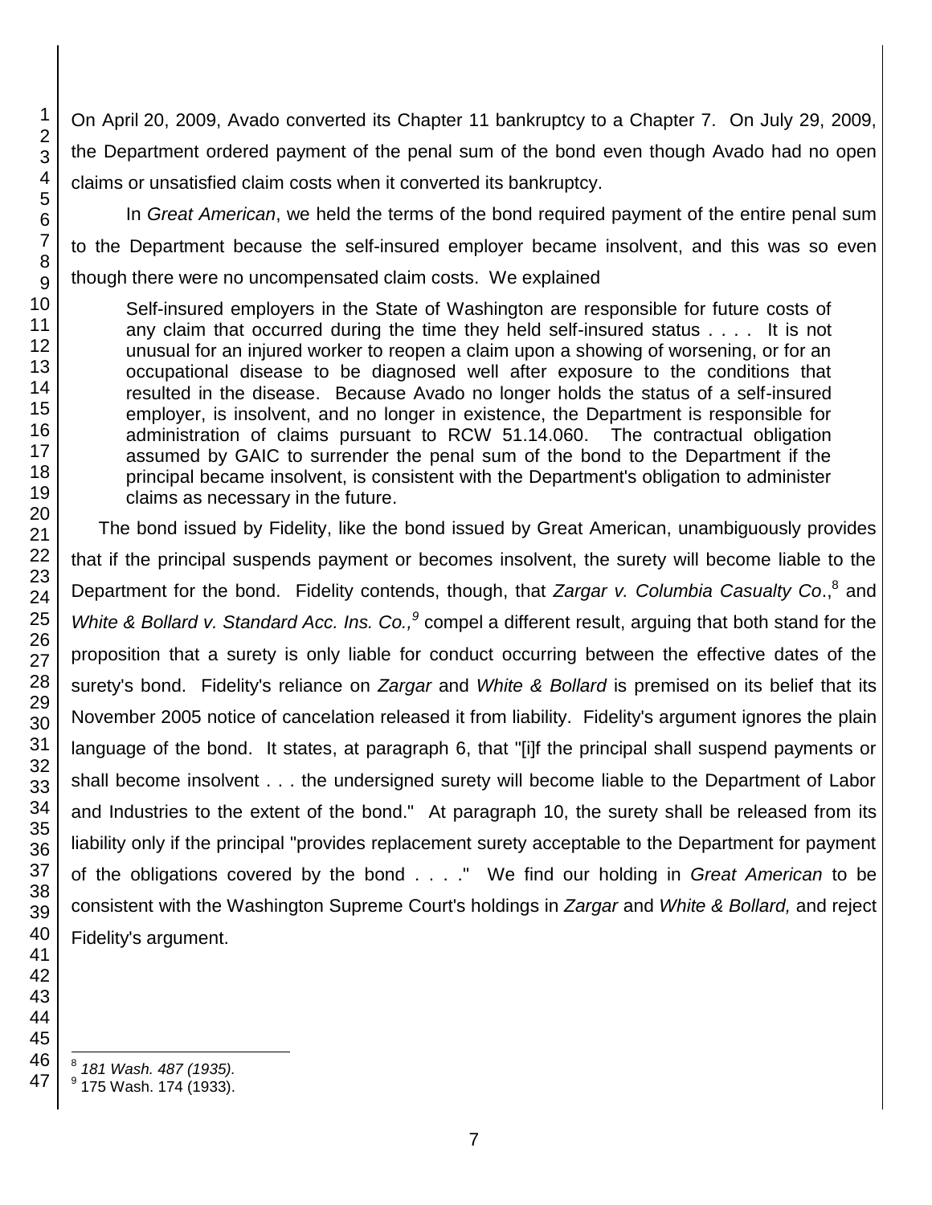On April 20, 2009, Avado converted its Chapter 11 bankruptcy to a Chapter 7. On July 29, 2009, the Department ordered payment of the penal sum of the bond even though Avado had no open claims or unsatisfied claim costs when it converted its bankruptcy.

In *Great American*, we held the terms of the bond required payment of the entire penal sum to the Department because the self-insured employer became insolvent, and this was so even though there were no uncompensated claim costs. We explained

> Self-insured employers in the State of Washington are responsible for future costs of any claim that occurred during the time they held self-insured status . . . . It is not unusual for an injured worker to reopen a claim upon a showing of worsening, or for an occupational disease to be diagnosed well after exposure to the conditions that resulted in the disease. Because Avado no longer holds the status of a self-insured employer, is insolvent, and no longer in existence, the Department is responsible for administration of claims pursuant to RCW 51.14.060. The contractual obligation assumed by GAIC to surrender the penal sum of the bond to the Department if the principal became insolvent, is consistent with the Department's obligation to administer claims as necessary in the future.

The bond issued by Fidelity, like the bond issued by Great American, unambiguously provides that if the principal suspends payment or becomes insolvent, the surety will become liable to the Department for the bond. Fidelity contends, though, that *Zargar v. Columbia Casualty Co*.,[8] and *White & Bollard v. Standard Acc. Ins. Co.,*[9] compel a different result, arguing that both stand for the proposition that a surety is only liable for conduct occurring between the effective dates of the surety's bond. Fidelity's reliance on *Zargar* and *White & Bollard* is premised on its belief that its November 2005 notice of cancelation released it from liability. Fidelity's argument ignores the plain language of the bond. It states, at paragraph 6, that "[i]f the principal shall suspend payments or shall become insolvent . . . the undersigned surety will become liable to the Department of Labor and Industries to the extent of the bond." At paragraph 10, the surety shall be released from its liability only if the principal "provides replacement surety acceptable to the Department for payment of the obligations covered by the bond . . . ." We find our holding in *Great American* to be consistent with the Washington Supreme Court's holdings in *Zargar* and *White & Bollard,* and reject Fidelity's argument.

---

[8] *181 Wash. 487 (1935).*

[9] 175 Wash. 174 (1933).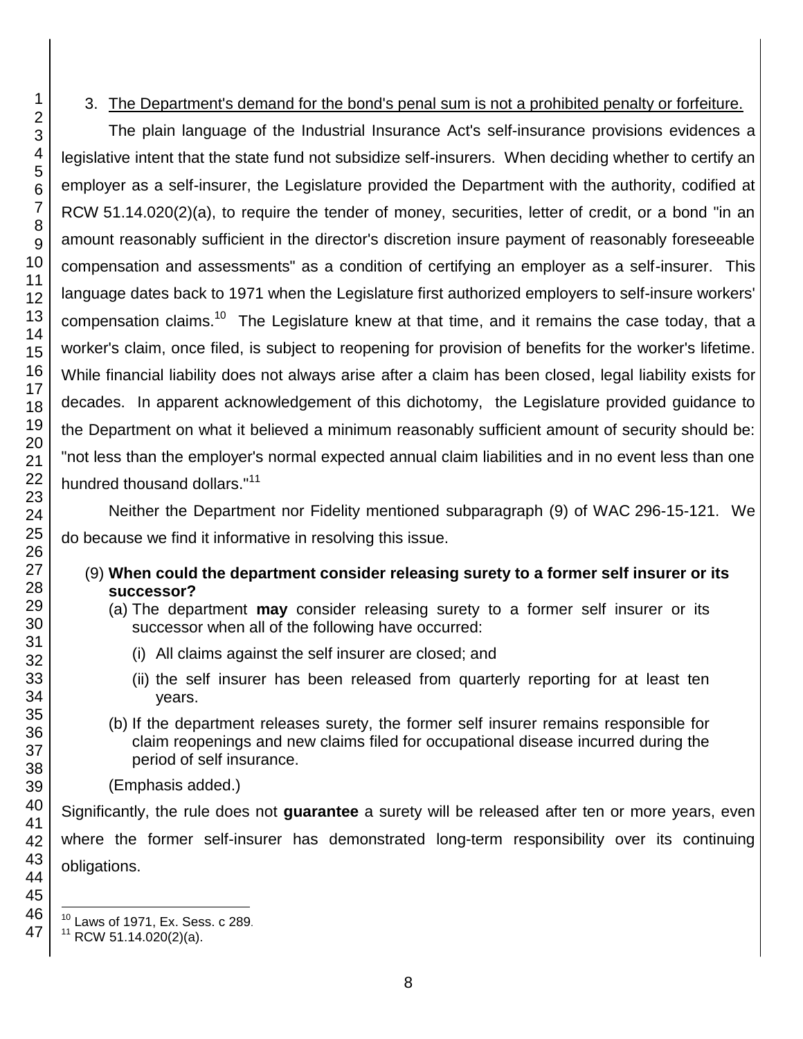3. <u>The Department's demand for the bond's penal sum is not a prohibited penalty or forfeiture.</u>

The plain language of the Industrial Insurance Act's self-insurance provisions evidences a legislative intent that the state fund not subsidize self-insurers. When deciding whether to certify an employer as a self-insurer, the Legislature provided the Department with the authority, codified at RCW 51.14.020(2)(a), to require the tender of money, securities, letter of credit, or a bond "in an amount reasonably sufficient in the director's discretion insure payment of reasonably foreseeable compensation and assessments" as a condition of certifying an employer as a self-insurer. This language dates back to 1971 when the Legislature first authorized employers to self-insure workers' compensation claims.[10] The Legislature knew at that time, and it remains the case today, that a worker's claim, once filed, is subject to reopening for provision of benefits for the worker's lifetime. While financial liability does not always arise after a claim has been closed, legal liability exists for decades. In apparent acknowledgement of this dichotomy, the Legislature provided guidance to the Department on what it believed a minimum reasonably sufficient amount of security should be: "not less than the employer's normal expected annual claim liabilities and in no event less than one hundred thousand dollars."[11]

Neither the Department nor Fidelity mentioned subparagraph (9) of WAC 296-15-121. We do because we find it informative in resolving this issue.

> (9) **When could the department consider releasing surety to a former self insurer or its successor?**
>
> (a) The department **may** consider releasing surety to a former self insurer or its successor when all of the following have occurred:
>
> (i) All claims against the self insurer are closed; and
>
> (ii) the self insurer has been released from quarterly reporting for at least ten years.
>
> (b) If the department releases surety, the former self insurer remains responsible for claim reopenings and new claims filed for occupational disease incurred during the period of self insurance.
>
> (Emphasis added.)

Significantly, the rule does not **guarantee** a surety will be released after ten or more years, even where the former self-insurer has demonstrated long-term responsibility over its continuing obligations.

---

[10] Laws of 1971, Ex. Sess. c 289.

[11] RCW 51.14.020(2)(a).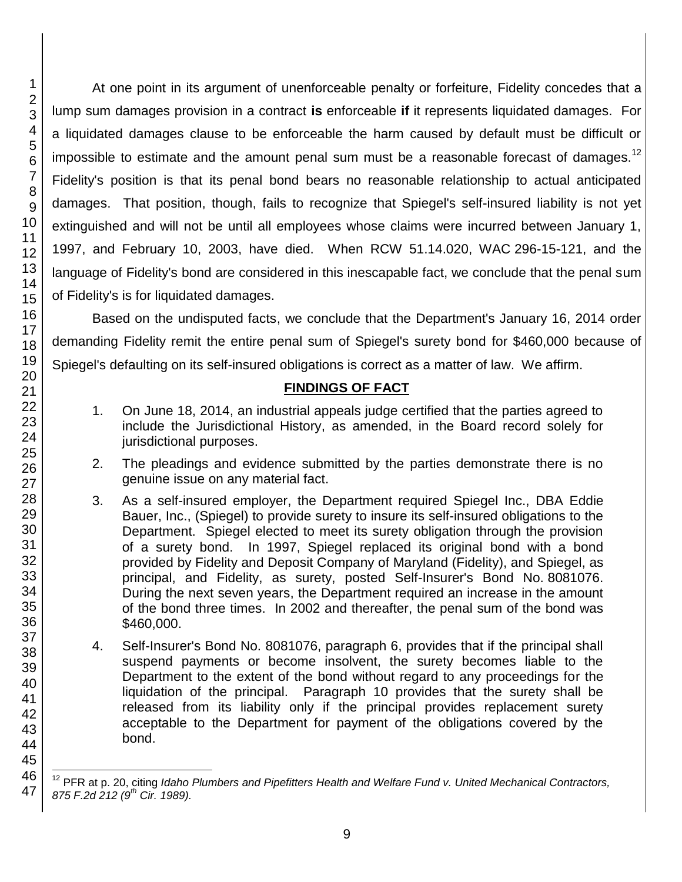At one point in its argument of unenforceable penalty or forfeiture, Fidelity concedes that a lump sum damages provision in a contract **is** enforceable **if** it represents liquidated damages. For a liquidated damages clause to be enforceable the harm caused by default must be difficult or impossible to estimate and the amount penal sum must be a reasonable forecast of damages.[12] Fidelity's position is that its penal bond bears no reasonable relationship to actual anticipated damages. That position, though, fails to recognize that Spiegel's self-insured liability is not yet extinguished and will not be until all employees whose claims were incurred between January 1, 1997, and February 10, 2003, have died. When RCW 51.14.020, WAC 296-15-121, and the language of Fidelity's bond are considered in this inescapable fact, we conclude that the penal sum of Fidelity's is for liquidated damages.

Based on the undisputed facts, we conclude that the Department's January 16, 2014 order demanding Fidelity remit the entire penal sum of Spiegel's surety bond for $460,000 because of Spiegel's defaulting on its self-insured obligations is correct as a matter of law. We affirm.

## FINDINGS OF FACT

1. On June 18, 2014, an industrial appeals judge certified that the parties agreed to include the Jurisdictional History, as amended, in the Board record solely for jurisdictional purposes.

2. The pleadings and evidence submitted by the parties demonstrate there is no genuine issue on any material fact.

3. As a self-insured employer, the Department required Spiegel Inc., DBA Eddie Bauer, Inc., (Spiegel) to provide surety to insure its self-insured obligations to the Department. Spiegel elected to meet its surety obligation through the provision of a surety bond. In 1997, Spiegel replaced its original bond with a bond provided by Fidelity and Deposit Company of Maryland (Fidelity), and Spiegel, as principal, and Fidelity, as surety, posted Self-Insurer's Bond No. 8081076. During the next seven years, the Department required an increase in the amount of the bond three times. In 2002 and thereafter, the penal sum of the bond was $460,000.

4. Self-Insurer's Bond No. 8081076, paragraph 6, provides that if the principal shall suspend payments or become insolvent, the surety becomes liable to the Department to the extent of the bond without regard to any proceedings for the liquidation of the principal. Paragraph 10 provides that the surety shall be released from its liability only if the principal provides replacement surety acceptable to the Department for payment of the obligations covered by the bond.

---

[12] PFR at p. 20, citing *Idaho Plumbers and Pipefitters Health and Welfare Fund v. United Mechanical Contractors, 875 F.2d 212 (9th Cir. 1989).*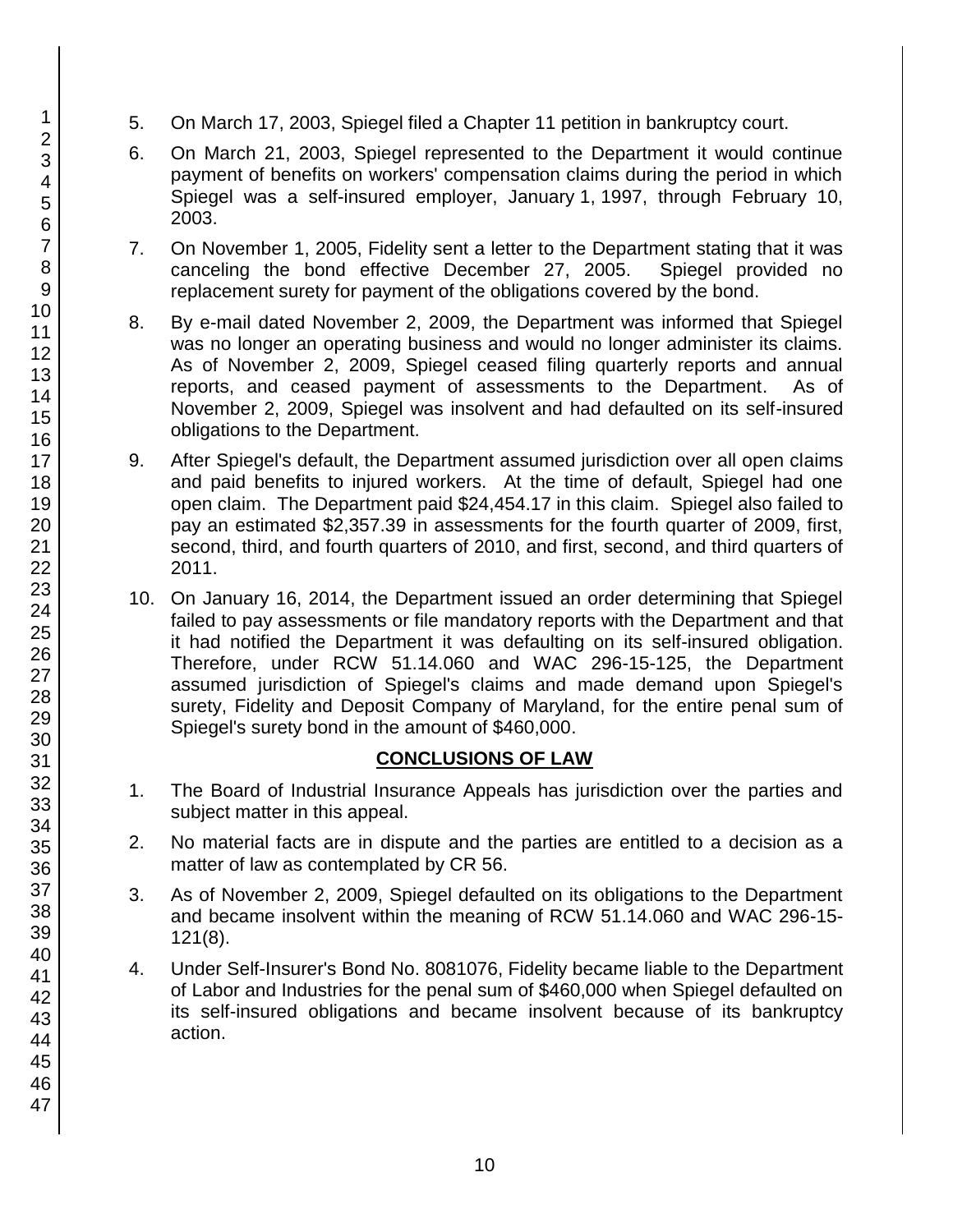5. On March 17, 2003, Spiegel filed a Chapter 11 petition in bankruptcy court.

6. On March 21, 2003, Spiegel represented to the Department it would continue payment of benefits on workers' compensation claims during the period in which Spiegel was a self-insured employer, January 1, 1997, through February 10, 2003.

7. On November 1, 2005, Fidelity sent a letter to the Department stating that it was canceling the bond effective December 27, 2005. Spiegel provided no replacement surety for payment of the obligations covered by the bond.

8. By e-mail dated November 2, 2009, the Department was informed that Spiegel was no longer an operating business and would no longer administer its claims. As of November 2, 2009, Spiegel ceased filing quarterly reports and annual reports, and ceased payment of assessments to the Department. As of November 2, 2009, Spiegel was insolvent and had defaulted on its self-insured obligations to the Department.

9. After Spiegel's default, the Department assumed jurisdiction over all open claims and paid benefits to injured workers. At the time of default, Spiegel had one open claim. The Department paid $24,454.17 in this claim. Spiegel also failed to pay an estimated $2,357.39 in assessments for the fourth quarter of 2009, first, second, third, and fourth quarters of 2010, and first, second, and third quarters of 2011.

10. On January 16, 2014, the Department issued an order determining that Spiegel failed to pay assessments or file mandatory reports with the Department and that it had notified the Department it was defaulting on its self-insured obligation. Therefore, under RCW 51.14.060 and WAC 296-15-125, the Department assumed jurisdiction of Spiegel's claims and made demand upon Spiegel's surety, Fidelity and Deposit Company of Maryland, for the entire penal sum of Spiegel's surety bond in the amount of $460,000.

## CONCLUSIONS OF LAW

1. The Board of Industrial Insurance Appeals has jurisdiction over the parties and subject matter in this appeal.

2. No material facts are in dispute and the parties are entitled to a decision as a matter of law as contemplated by CR 56.

3. As of November 2, 2009, Spiegel defaulted on its obligations to the Department and became insolvent within the meaning of RCW 51.14.060 and WAC 296-15-121(8).

4. Under Self-Insurer's Bond No. 8081076, Fidelity became liable to the Department of Labor and Industries for the penal sum of $460,000 when Spiegel defaulted on its self-insured obligations and became insolvent because of its bankruptcy action.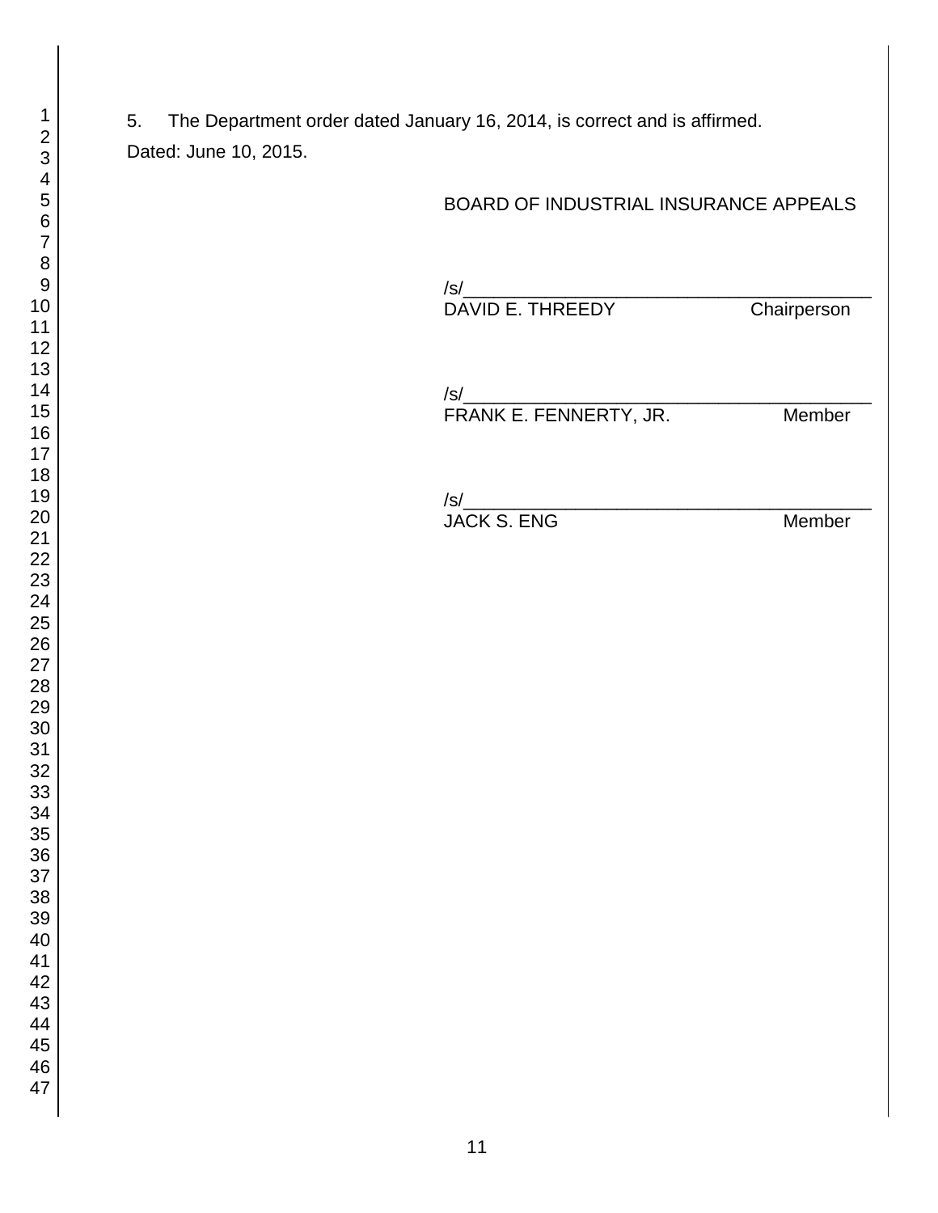5. The Department order dated January 16, 2014, is correct and is affirmed.

Dated: June 10, 2015.

BOARD OF INDUSTRIAL INSURANCE APPEALS

/s/________________________________________
DAVID E. THREEDY Chairperson

/s/________________________________________
FRANK E. FENNERTY, JR. Member

/s/________________________________________
JACK S. ENG Member